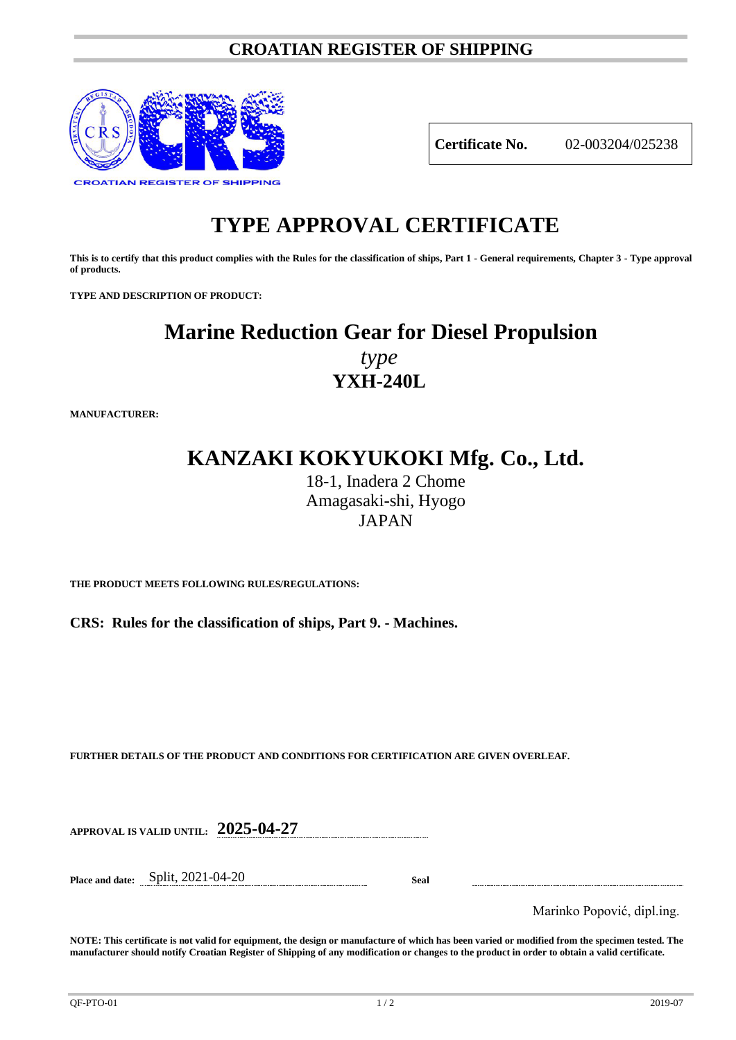# CROATIAN REGISTER OF SHIPPING

CROATIAN REGISTER OF SHIPPING

| **Certificate No.** | 02-003204/025238 |
|---|---|

# TYPE APPROVAL CERTIFICATE

**This is to certify that this product complies with the Rules for the classification of ships, Part 1 - General requirements, Chapter 3 - Type approval of products.**

**TYPE AND DESCRIPTION OF PRODUCT:**

## Marine Reduction Gear for Diesel Propulsion

*type*

**YXH-240L**

**MANUFACTURER:**

## KANZAKI KOKYUKOKI Mfg. Co., Ltd.

18-1, Inadera 2 Chome
Amagasaki-shi, Hyogo
JAPAN

**THE PRODUCT MEETS FOLLOWING RULES/REGULATIONS:**

**CRS: Rules for the classification of ships, Part 9. - Machines.**

**FURTHER DETAILS OF THE PRODUCT AND CONDITIONS FOR CERTIFICATION ARE GIVEN OVERLEAF.**

**APPROVAL IS VALID UNTIL:** **2025-04-27**

**Place and date:** Split, 2021-04-20 **Seal**

Marinko Popović, dipl.ing.

**NOTE: This certificate is not valid for equipment, the design or manufacture of which has been varied or modified from the specimen tested. The manufacturer should notify Croatian Register of Shipping of any modification or changes to the product in order to obtain a valid certificate.**

QF-PTO-01 2019-07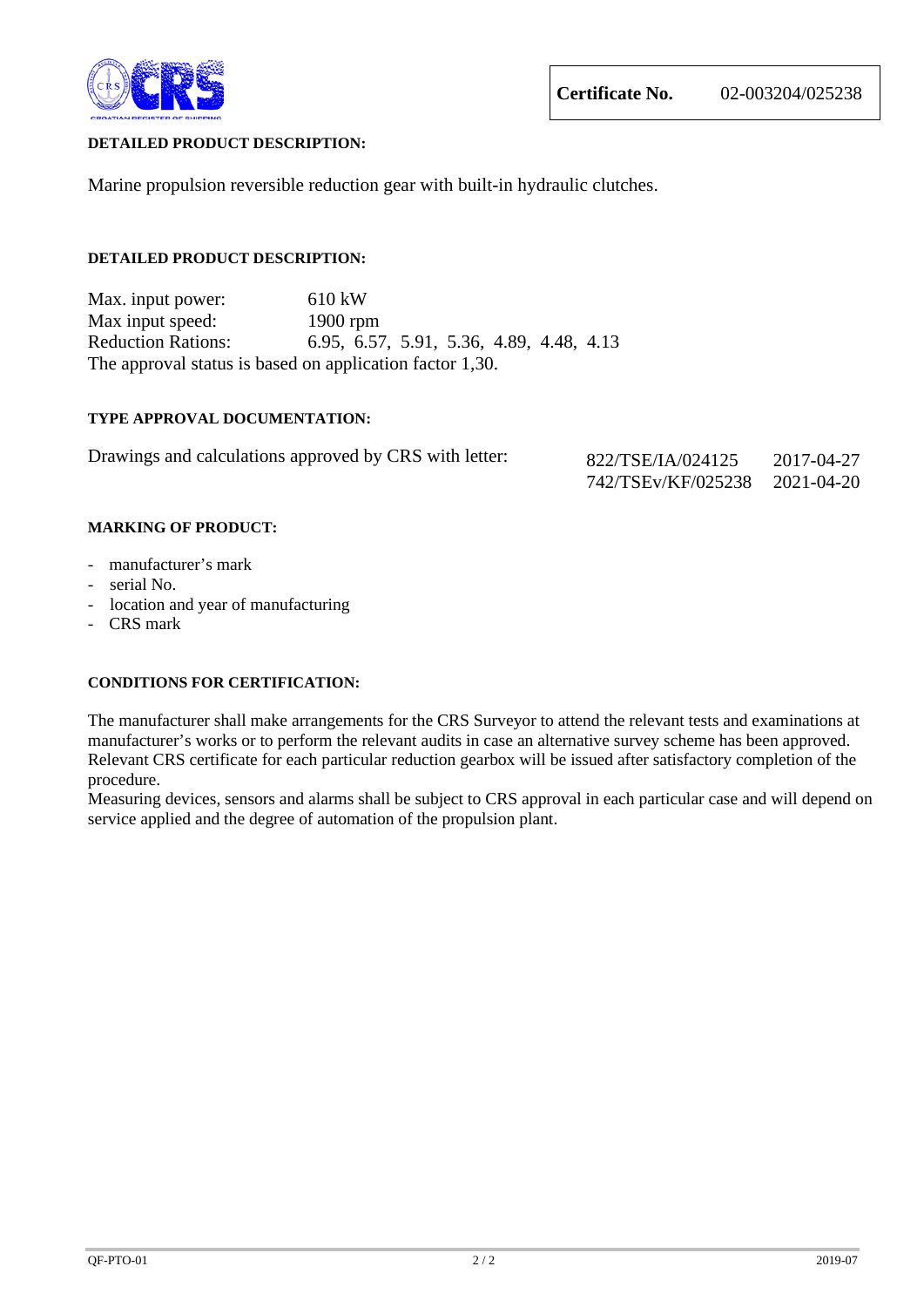**Certificate No.** 02-003204/025238

**DETAILED PRODUCT DESCRIPTION:**

Marine propulsion reversible reduction gear with built-in hydraulic clutches.

**DETAILED PRODUCT DESCRIPTION:**

Max. input power: 610 kW
Max input speed: 1900 rpm
Reduction Rations: 6.95, 6.57, 5.91, 5.36, 4.89, 4.48, 4.13
The approval status is based on application factor 1,30.

**TYPE APPROVAL DOCUMENTATION:**

Drawings and calculations approved by CRS with letter:

822/TSE/IA/024125 2017-04-27
742/TSEv/KF/025238 2021-04-20

**MARKING OF PRODUCT:**

- manufacturer's mark
- serial No.
- location and year of manufacturing
- CRS mark

**CONDITIONS FOR CERTIFICATION:**

The manufacturer shall make arrangements for the CRS Surveyor to attend the relevant tests and examinations at manufacturer's works or to perform the relevant audits in case an alternative survey scheme has been approved. Relevant CRS certificate for each particular reduction gearbox will be issued after satisfactory completion of the procedure.
Measuring devices, sensors and alarms shall be subject to CRS approval in each particular case and will depend on service applied and the degree of automation of the propulsion plant.